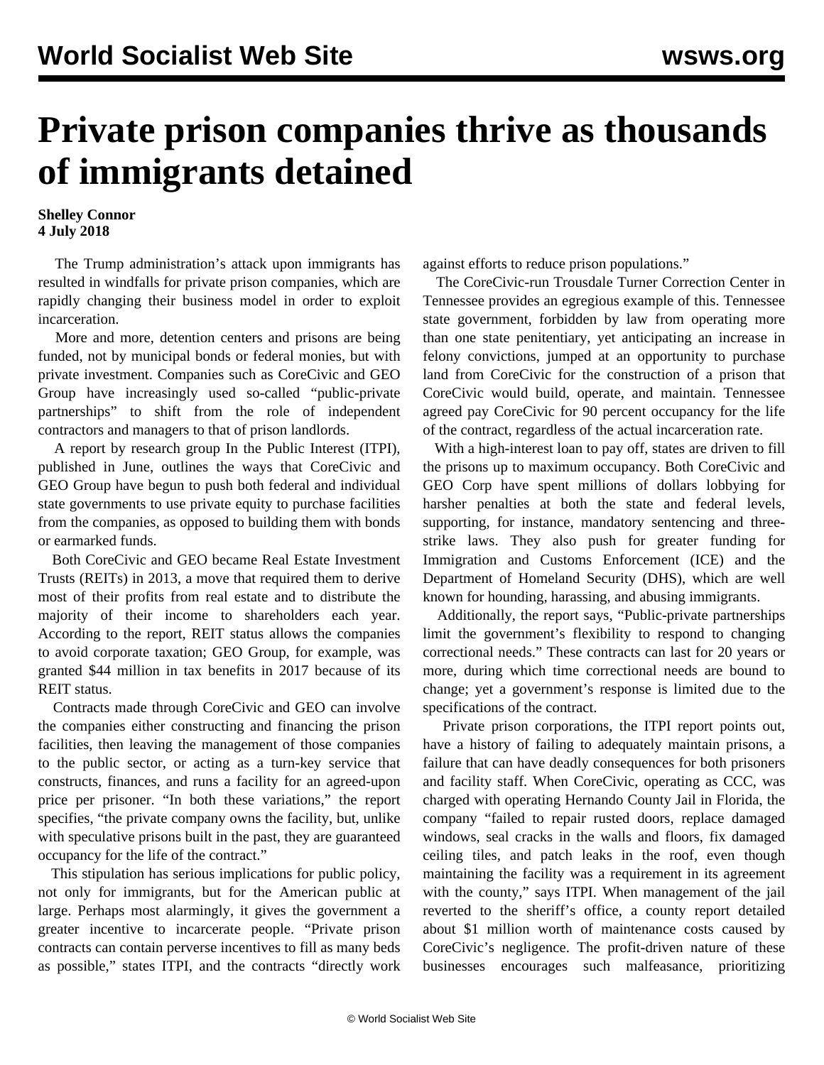# Private prison companies thrive as thousands of immigrants detained

**Shelley Connor**
**4 July 2018**

The Trump administration's attack upon immigrants has resulted in windfalls for private prison companies, which are rapidly changing their business model in order to exploit incarceration.

More and more, detention centers and prisons are being funded, not by municipal bonds or federal monies, but with private investment. Companies such as CoreCivic and GEO Group have increasingly used so-called "public-private partnerships" to shift from the role of independent contractors and managers to that of prison landlords.

A report by research group In the Public Interest (ITPI), published in June, outlines the ways that CoreCivic and GEO Group have begun to push both federal and individual state governments to use private equity to purchase facilities from the companies, as opposed to building them with bonds or earmarked funds.

Both CoreCivic and GEO became Real Estate Investment Trusts (REITs) in 2013, a move that required them to derive most of their profits from real estate and to distribute the majority of their income to shareholders each year. According to the report, REIT status allows the companies to avoid corporate taxation; GEO Group, for example, was granted $44 million in tax benefits in 2017 because of its REIT status.

Contracts made through CoreCivic and GEO can involve the companies either constructing and financing the prison facilities, then leaving the management of those companies to the public sector, or acting as a turn-key service that constructs, finances, and runs a facility for an agreed-upon price per prisoner. "In both these variations," the report specifies, "the private company owns the facility, but, unlike with speculative prisons built in the past, they are guaranteed occupancy for the life of the contract."

This stipulation has serious implications for public policy, not only for immigrants, but for the American public at large. Perhaps most alarmingly, it gives the government a greater incentive to incarcerate people. "Private prison contracts can contain perverse incentives to fill as many beds as possible," states ITPI, and the contracts "directly work against efforts to reduce prison populations."

The CoreCivic-run Trousdale Turner Correction Center in Tennessee provides an egregious example of this. Tennessee state government, forbidden by law from operating more than one state penitentiary, yet anticipating an increase in felony convictions, jumped at an opportunity to purchase land from CoreCivic for the construction of a prison that CoreCivic would build, operate, and maintain. Tennessee agreed pay CoreCivic for 90 percent occupancy for the life of the contract, regardless of the actual incarceration rate.

With a high-interest loan to pay off, states are driven to fill the prisons up to maximum occupancy. Both CoreCivic and GEO Corp have spent millions of dollars lobbying for harsher penalties at both the state and federal levels, supporting, for instance, mandatory sentencing and three-strike laws. They also push for greater funding for Immigration and Customs Enforcement (ICE) and the Department of Homeland Security (DHS), which are well known for hounding, harassing, and abusing immigrants.

Additionally, the report says, "Public-private partnerships limit the government's flexibility to respond to changing correctional needs." These contracts can last for 20 years or more, during which time correctional needs are bound to change; yet a government's response is limited due to the specifications of the contract.

Private prison corporations, the ITPI report points out, have a history of failing to adequately maintain prisons, a failure that can have deadly consequences for both prisoners and facility staff. When CoreCivic, operating as CCC, was charged with operating Hernando County Jail in Florida, the company "failed to repair rusted doors, replace damaged windows, seal cracks in the walls and floors, fix damaged ceiling tiles, and patch leaks in the roof, even though maintaining the facility was a requirement in its agreement with the county," says ITPI. When management of the jail reverted to the sheriff's office, a county report detailed about $1 million worth of maintenance costs caused by CoreCivic's negligence. The profit-driven nature of these businesses encourages such malfeasance, prioritizing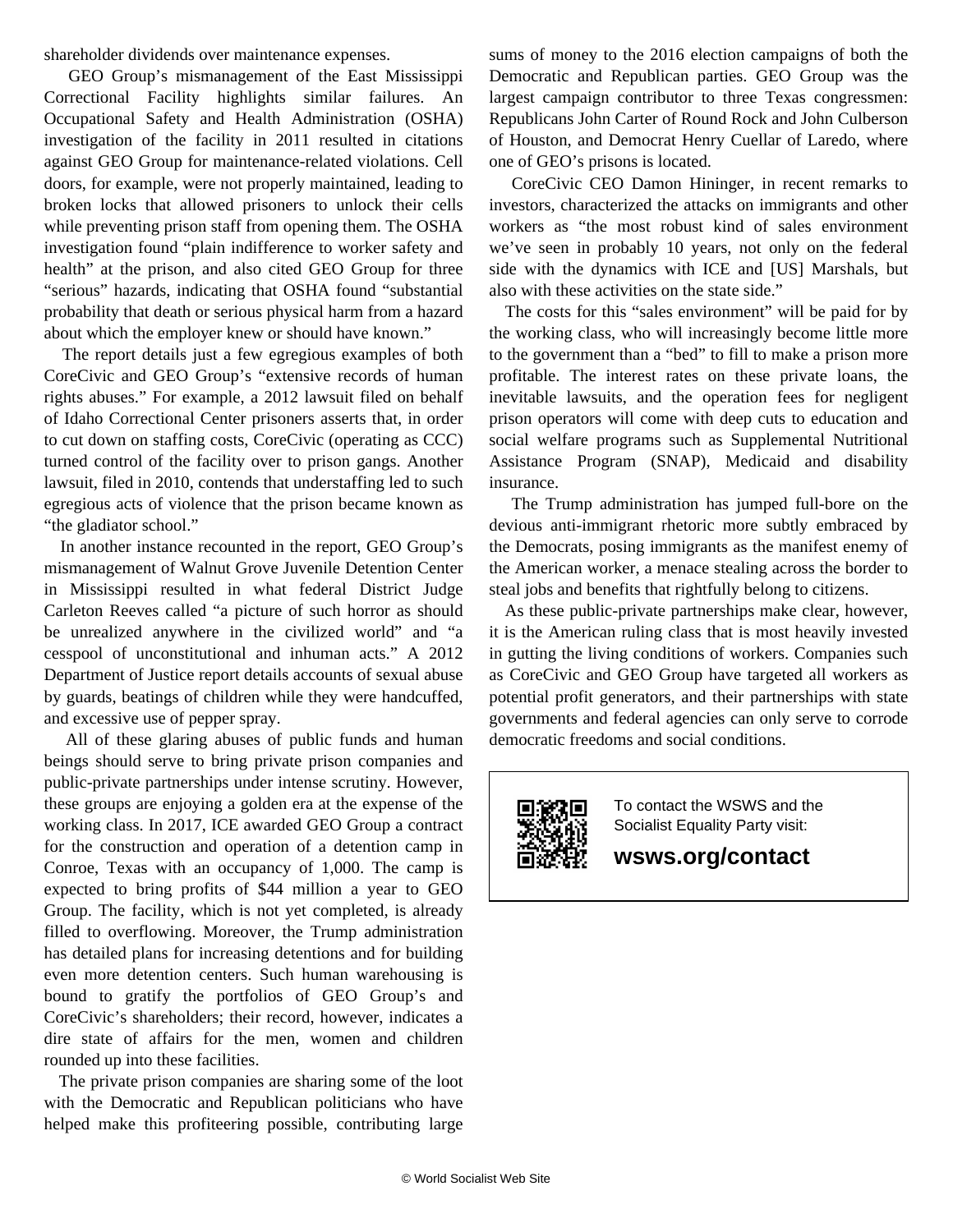shareholder dividends over maintenance expenses.

GEO Group's mismanagement of the East Mississippi Correctional Facility highlights similar failures. An Occupational Safety and Health Administration (OSHA) investigation of the facility in 2011 resulted in citations against GEO Group for maintenance-related violations. Cell doors, for example, were not properly maintained, leading to broken locks that allowed prisoners to unlock their cells while preventing prison staff from opening them. The OSHA investigation found "plain indifference to worker safety and health" at the prison, and also cited GEO Group for three "serious" hazards, indicating that OSHA found "substantial probability that death or serious physical harm from a hazard about which the employer knew or should have known."

The report details just a few egregious examples of both CoreCivic and GEO Group's "extensive records of human rights abuses." For example, a 2012 lawsuit filed on behalf of Idaho Correctional Center prisoners asserts that, in order to cut down on staffing costs, CoreCivic (operating as CCC) turned control of the facility over to prison gangs. Another lawsuit, filed in 2010, contends that understaffing led to such egregious acts of violence that the prison became known as "the gladiator school."

In another instance recounted in the report, GEO Group's mismanagement of Walnut Grove Juvenile Detention Center in Mississippi resulted in what federal District Judge Carleton Reeves called "a picture of such horror as should be unrealized anywhere in the civilized world" and "a cesspool of unconstitutional and inhuman acts." A 2012 Department of Justice report details accounts of sexual abuse by guards, beatings of children while they were handcuffed, and excessive use of pepper spray.

All of these glaring abuses of public funds and human beings should serve to bring private prison companies and public-private partnerships under intense scrutiny. However, these groups are enjoying a golden era at the expense of the working class. In 2017, ICE awarded GEO Group a contract for the construction and operation of a detention camp in Conroe, Texas with an occupancy of 1,000. The camp is expected to bring profits of $44 million a year to GEO Group. The facility, which is not yet completed, is already filled to overflowing. Moreover, the Trump administration has detailed plans for increasing detentions and for building even more detention centers. Such human warehousing is bound to gratify the portfolios of GEO Group's and CoreCivic's shareholders; their record, however, indicates a dire state of affairs for the men, women and children rounded up into these facilities.

The private prison companies are sharing some of the loot with the Democratic and Republican politicians who have helped make this profiteering possible, contributing large sums of money to the 2016 election campaigns of both the Democratic and Republican parties. GEO Group was the largest campaign contributor to three Texas congressmen: Republicans John Carter of Round Rock and John Culberson of Houston, and Democrat Henry Cuellar of Laredo, where one of GEO's prisons is located.

CoreCivic CEO Damon Hininger, in recent remarks to investors, characterized the attacks on immigrants and other workers as "the most robust kind of sales environment we've seen in probably 10 years, not only on the federal side with the dynamics with ICE and [US] Marshals, but also with these activities on the state side."

The costs for this "sales environment" will be paid for by the working class, who will increasingly become little more to the government than a "bed" to fill to make a prison more profitable. The interest rates on these private loans, the inevitable lawsuits, and the operation fees for negligent prison operators will come with deep cuts to education and social welfare programs such as Supplemental Nutritional Assistance Program (SNAP), Medicaid and disability insurance.

The Trump administration has jumped full-bore on the devious anti-immigrant rhetoric more subtly embraced by the Democrats, posing immigrants as the manifest enemy of the American worker, a menace stealing across the border to steal jobs and benefits that rightfully belong to citizens.

As these public-private partnerships make clear, however, it is the American ruling class that is most heavily invested in gutting the living conditions of workers. Companies such as CoreCivic and GEO Group have targeted all workers as potential profit generators, and their partnerships with state governments and federal agencies can only serve to corrode democratic freedoms and social conditions.

To contact the WSWS and the Socialist Equality Party visit:

**wsws.org/contact**